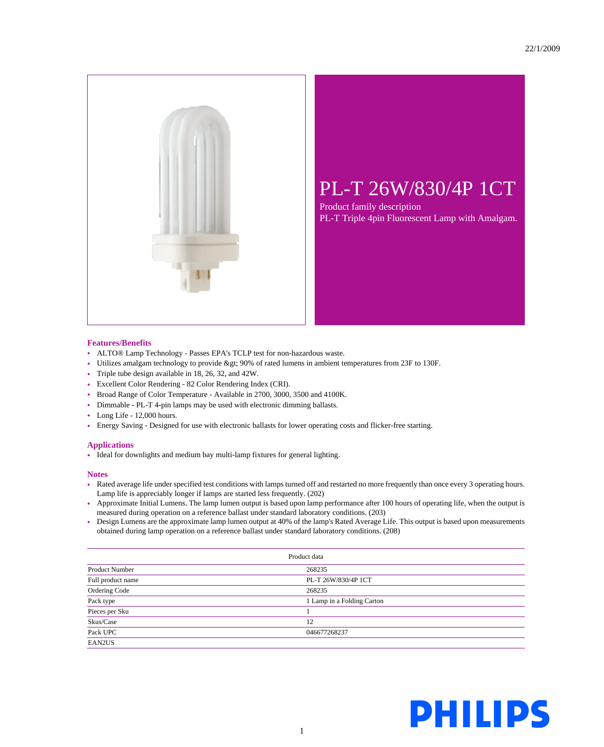22/1/2009

# PL-T 26W/830/4P 1CT

Product family description
PL-T Triple 4pin Fluorescent Lamp with Amalgam.

## Features/Benefits

- ALTO® Lamp Technology - Passes EPA's TCLP test for non-hazardous waste.
- Utilizes amalgam technology to provide &gt; 90% of rated lumens in ambient temperatures from 23F to 130F.
- Triple tube design available in 18, 26, 32, and 42W.
- Excellent Color Rendering - 82 Color Rendering Index (CRI).
- Broad Range of Color Temperature - Available in 2700, 3000, 3500 and 4100K.
- Dimmable - PL-T 4-pin lamps may be used with electronic dimming ballasts.
- Long Life - 12,000 hours.
- Energy Saving - Designed for use with electronic ballasts for lower operating costs and flicker-free starting.

## Applications

- Ideal for downlights and medium bay multi-lamp fixtures for general lighting.

## Notes

- Rated average life under specified test conditions with lamps turned off and restarted no more frequently than once every 3 operating hours. Lamp life is appreciably longer if lamps are started less frequently. (202)
- Approximate Initial Lumens. The lamp lumen output is based upon lamp performance after 100 hours of operating life, when the output is measured during operation on a reference ballast under standard laboratory conditions. (203)
- Design Lumens are the approximate lamp lumen output at 40% of the lamp's Rated Average Life. This output is based upon measurements obtained during lamp operation on a reference ballast under standard laboratory conditions. (208)

| Product data | |
|---|---|
| Product Number | 268235 |
| Full product name | PL-T 26W/830/4P 1CT |
| Ordering Code | 268235 |
| Pack type | 1 Lamp in a Folding Carton |
| Pieces per Sku | 1 |
| Skus/Case | 12 |
| Pack UPC | 046677268237 |
| EAN2US | |

PHILIPS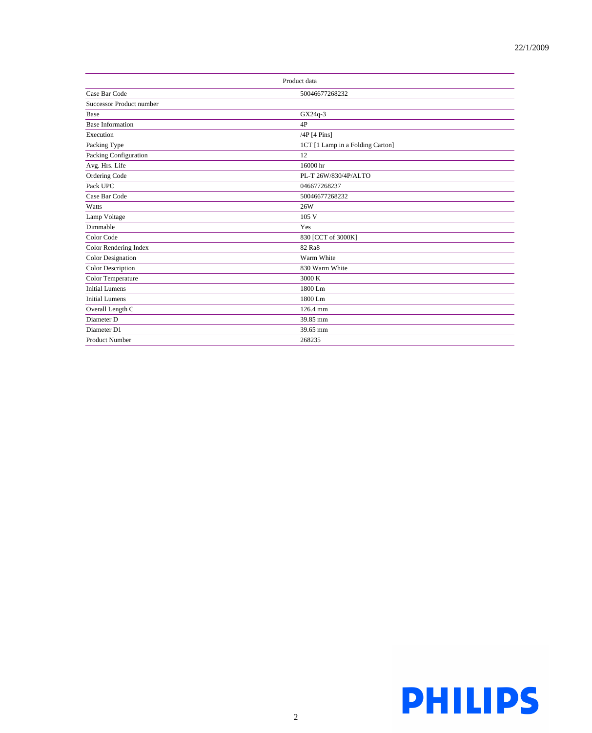| Product data | |
|---|---|
| Case Bar Code | 50046677268232 |
| Successor Product number | |
| Base | GX24q-3 |
| Base Information | 4P |
| Execution | /4P [4 Pins] |
| Packing Type | 1CT [1 Lamp in a Folding Carton] |
| Packing Configuration | 12 |
| Avg. Hrs. Life | 16000 hr |
| Ordering Code | PL-T 26W/830/4P/ALTO |
| Pack UPC | 046677268237 |
| Case Bar Code | 50046677268232 |
| Watts | 26W |
| Lamp Voltage | 105 V |
| Dimmable | Yes |
| Color Code | 830 [CCT of 3000K] |
| Color Rendering Index | 82 Ra8 |
| Color Designation | Warm White |
| Color Description | 830 Warm White |
| Color Temperature | 3000 K |
| Initial Lumens | 1800 Lm |
| Initial Lumens | 1800 Lm |
| Overall Length C | 126.4 mm |
| Diameter D | 39.85 mm |
| Diameter D1 | 39.65 mm |
| Product Number | 268235 |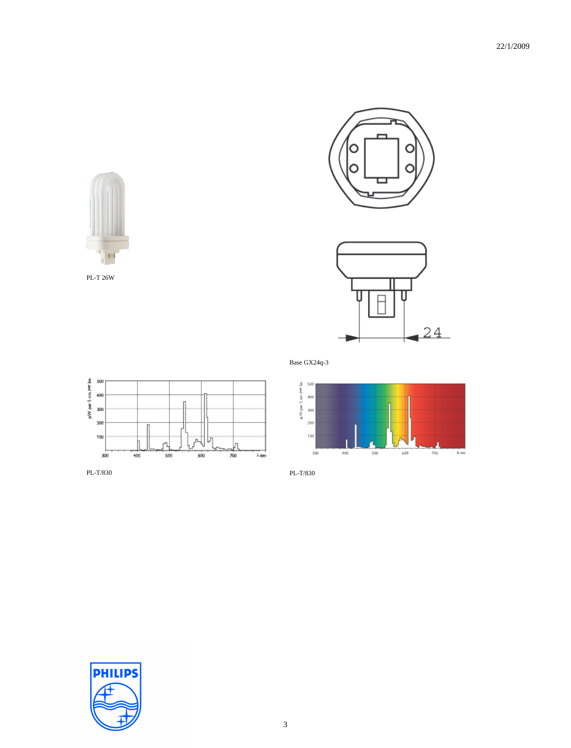PL-T 26W

24

Base GX24q-3

μW per 5 nm per lm

500
400
300
200
100

300 400 500 600 700 λ nm

PL-T/830

μW per 5 nm per lm

500
400
300
200
100

300 400 500 600 700 λ nm

PL-T/830